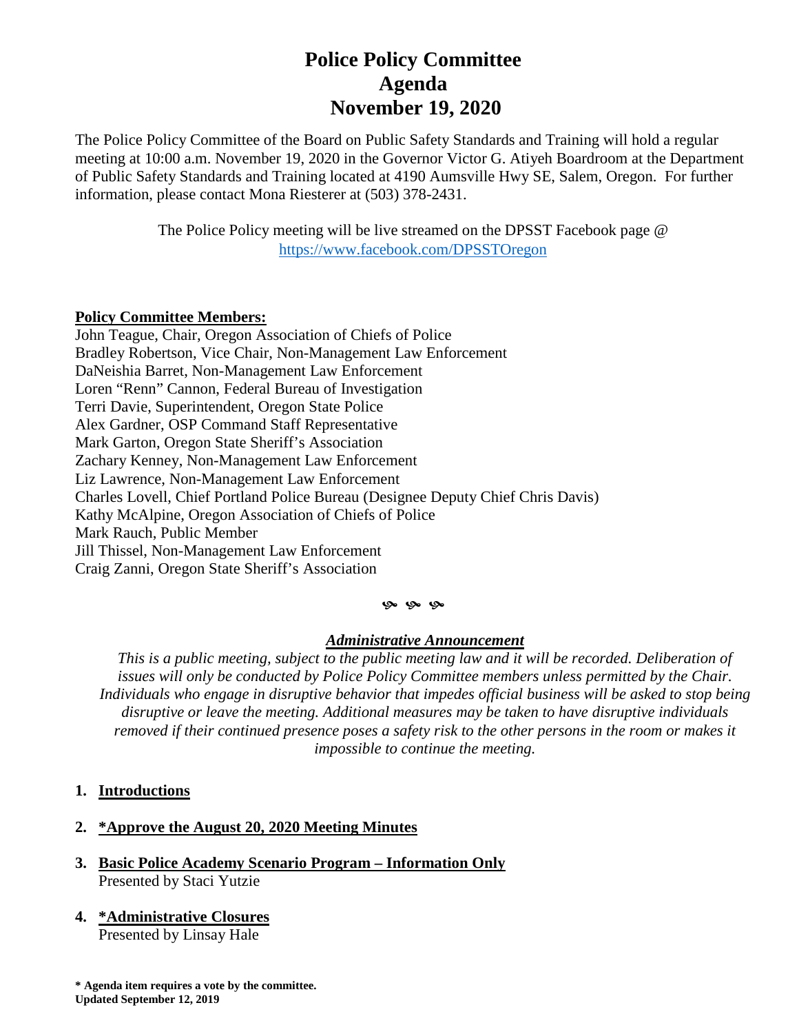# Police Policy Committee
# Agenda
# November 19, 2020

The Police Policy Committee of the Board on Public Safety Standards and Training will hold a regular meeting at 10:00 a.m. November 19, 2020 in the Governor Victor G. Atiyeh Boardroom at the Department of Public Safety Standards and Training located at 4190 Aumsville Hwy SE, Salem, Oregon. For further information, please contact Mona Riesterer at (503) 378-2431.

The Police Policy meeting will be live streamed on the DPSST Facebook page @ https://www.facebook.com/DPSSTOregon

**Policy Committee Members:**

John Teague, Chair, Oregon Association of Chiefs of Police
Bradley Robertson, Vice Chair, Non-Management Law Enforcement
DaNeishia Barret, Non-Management Law Enforcement
Loren "Renn" Cannon, Federal Bureau of Investigation
Terri Davie, Superintendent, Oregon State Police
Alex Gardner, OSP Command Staff Representative
Mark Garton, Oregon State Sheriff's Association
Zachary Kenney, Non-Management Law Enforcement
Liz Lawrence, Non-Management Law Enforcement
Charles Lovell, Chief Portland Police Bureau (Designee Deputy Chief Chris Davis)
Kathy McAlpine, Oregon Association of Chiefs of Police
Mark Rauch, Public Member
Jill Thissel, Non-Management Law Enforcement
Craig Zanni, Oregon State Sheriff's Association

***Administrative Announcement***

*This is a public meeting, subject to the public meeting law and it will be recorded. Deliberation of issues will only be conducted by Police Policy Committee members unless permitted by the Chair. Individuals who engage in disruptive behavior that impedes official business will be asked to stop being disruptive or leave the meeting. Additional measures may be taken to have disruptive individuals removed if their continued presence poses a safety risk to the other persons in the room or makes it impossible to continue the meeting.*

1. **Introductions**

2. ***Approve the August 20, 2020 Meeting Minutes**

3. **Basic Police Academy Scenario Program – Information Only**
   Presented by Staci Yutzie

4. ***Administrative Closures**
   Presented by Linsay Hale

**\* Agenda item requires a vote by the committee.**
**Updated September 12, 2019**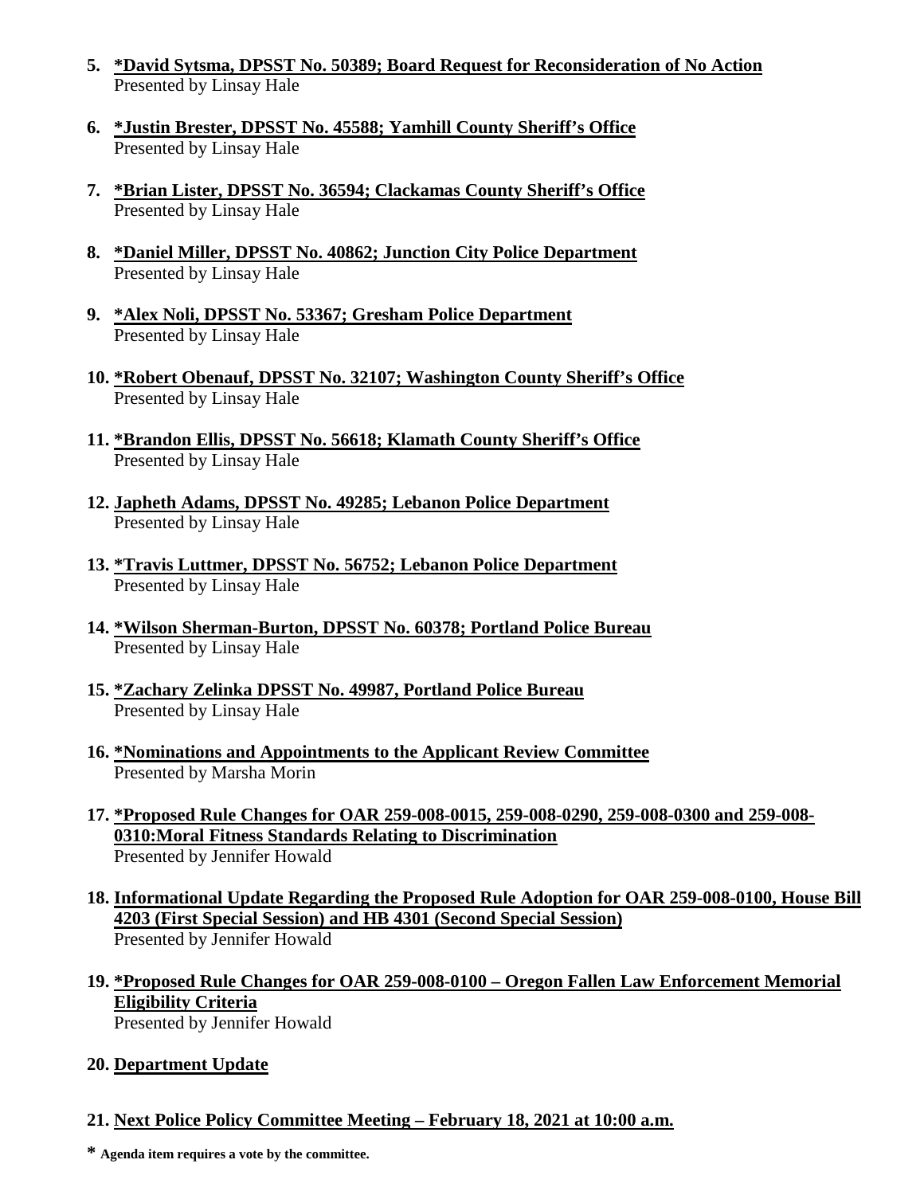5. **<u>*David Sytsma, DPSST No. 50389; Board Request for Reconsideration of No Action</u>**
   Presented by Linsay Hale

6. **<u>*Justin Brester, DPSST No. 45588; Yamhill County Sheriff's Office</u>**
   Presented by Linsay Hale

7. **<u>*Brian Lister, DPSST No. 36594; Clackamas County Sheriff's Office</u>**
   Presented by Linsay Hale

8. **<u>*Daniel Miller, DPSST No. 40862; Junction City Police Department</u>**
   Presented by Linsay Hale

9. **<u>*Alex Noli, DPSST No. 53367; Gresham Police Department</u>**
   Presented by Linsay Hale

10. **<u>*Robert Obenauf, DPSST No. 32107; Washington County Sheriff's Office</u>**
    Presented by Linsay Hale

11. **<u>*Brandon Ellis, DPSST No. 56618; Klamath County Sheriff's Office</u>**
    Presented by Linsay Hale

12. **<u>Japheth Adams, DPSST No. 49285; Lebanon Police Department</u>**
    Presented by Linsay Hale

13. **<u>*Travis Luttmer, DPSST No. 56752; Lebanon Police Department</u>**
    Presented by Linsay Hale

14. **<u>*Wilson Sherman-Burton, DPSST No. 60378; Portland Police Bureau</u>**
    Presented by Linsay Hale

15. **<u>*Zachary Zelinka DPSST No. 49987, Portland Police Bureau</u>**
    Presented by Linsay Hale

16. **<u>*Nominations and Appointments to the Applicant Review Committee</u>**
    Presented by Marsha Morin

17. **<u>*Proposed Rule Changes for OAR 259-008-0015, 259-008-0290, 259-008-0300 and 259-008-0310:Moral Fitness Standards Relating to Discrimination</u>**
    Presented by Jennifer Howald

18. **<u>Informational Update Regarding the Proposed Rule Adoption for OAR 259-008-0100, House Bill 4203 (First Special Session) and HB 4301 (Second Special Session)</u>**
    Presented by Jennifer Howald

19. **<u>*Proposed Rule Changes for OAR 259-008-0100 – Oregon Fallen Law Enforcement Memorial Eligibility Criteria</u>**
    Presented by Jennifer Howald

20. **<u>Department Update</u>**

21. **<u>Next Police Policy Committee Meeting – February 18, 2021 at 10:00 a.m.</u>**

**\* Agenda item requires a vote by the committee.**